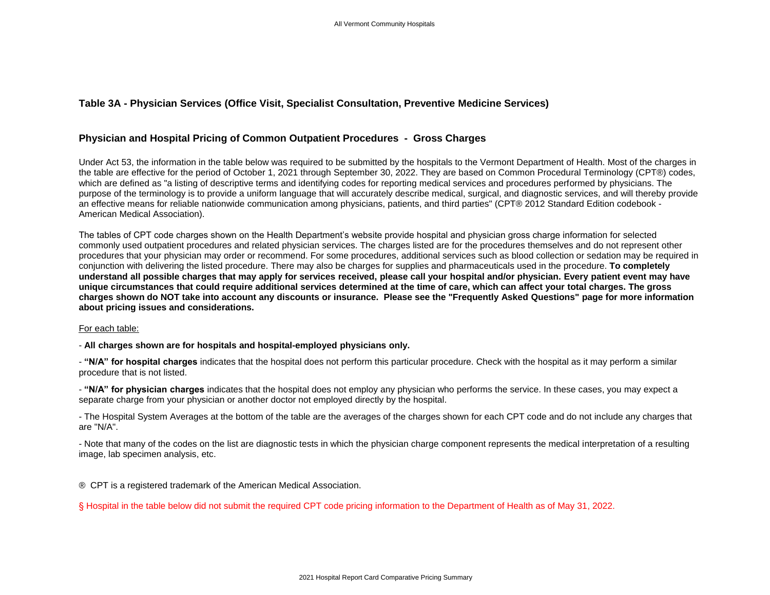## Table 3A - Physician Services (Office Visit, Specialist Consultation, Preventive Medicine Services)

## Physician and Hospital Pricing of Common Outpatient Procedures - Gross Charges

Under Act 53, the information in the table below was required to be submitted by the hospitals to the Vermont Department of Health. Most of the charges in the table are effective for the period of October 1, 2021 through September 30, 2022. They are based on Common Procedural Terminology (CPT®) codes, which are defined as "a listing of descriptive terms and identifying codes for reporting medical services and procedures performed by physicians. The purpose of the terminology is to provide a uniform language that will accurately describe medical, surgical, and diagnostic services, and will thereby provide an effective means for reliable nationwide communication among physicians, patients, and third parties" (CPT® 2012 Standard Edition codebook - American Medical Association).

The tables of CPT code charges shown on the Health Department's website provide hospital and physician gross charge information for selected commonly used outpatient procedures and related physician services. The charges listed are for the procedures themselves and do not represent other procedures that your physician may order or recommend. For some procedures, additional services such as blood collection or sedation may be required in conjunction with delivering the listed procedure. There may also be charges for supplies and pharmaceuticals used in the procedure. **To completely understand all possible charges that may apply for services received, please call your hospital and/or physician. Every patient event may have unique circumstances that could require additional services determined at the time of care, which can affect your total charges. The gross charges shown do NOT take into account any discounts or insurance. Please see the "Frequently Asked Questions" page for more information about pricing issues and considerations.**

For each table:

- **All charges shown are for hospitals and hospital-employed physicians only.**

- **"N/A" for hospital charges** indicates that the hospital does not perform this particular procedure. Check with the hospital as it may perform a similar procedure that is not listed.

- **"N/A" for physician charges** indicates that the hospital does not employ any physician who performs the service. In these cases, you may expect a separate charge from your physician or another doctor not employed directly by the hospital.

- The Hospital System Averages at the bottom of the table are the averages of the charges shown for each CPT code and do not include any charges that are "N/A".

- Note that many of the codes on the list are diagnostic tests in which the physician charge component represents the medical interpretation of a resulting image, lab specimen analysis, etc.

® CPT is a registered trademark of the American Medical Association.

§ Hospital in the table below did not submit the required CPT code pricing information to the Department of Health as of May 31, 2022.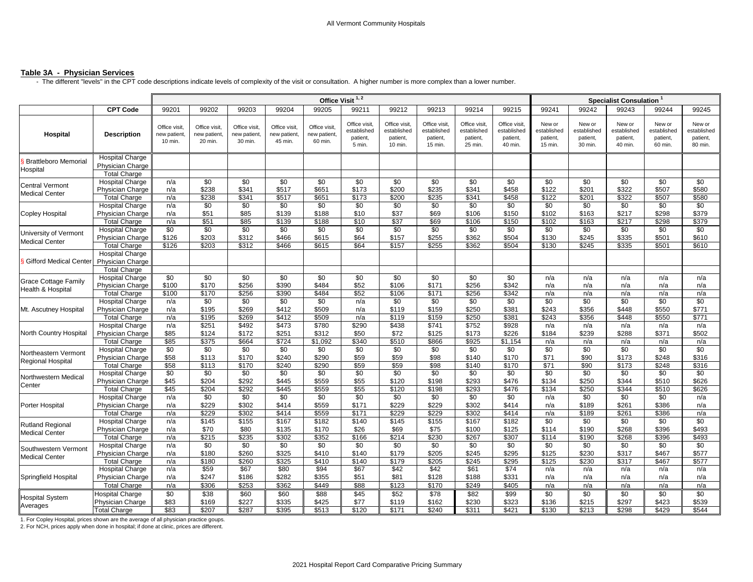## Table 3A - Physician Services

- The different "levels" in the CPT code descriptions indicate levels of complexity of the visit or consultation. A higher number is more complex than a lower number.

| | | Office Visit [1, 2] | | | | | | | | | | Specialist Consulation [1] | | | | |
|---|---|---|---|---|---|---|---|---|---|---|---|---|---|---|---|---|
| | **CPT Code** | 99201 | 99202 | 99203 | 99204 | 99205 | 99211 | 99212 | 99213 | 99214 | 99215 | 99241 | 99242 | 99243 | 99244 | 99245 |
| **Hospital** | **Description** | Office visit, new patient, 10 min. | Office visit, new patient, 20 min. | Office visit, new patient, 30 min. | Office visit, new patient, 45 min. | Office visit, new patient, 60 min. | Office visit, established patient, 5 min. | Office visit, established patient, 10 min. | Office visit, established patient, 15 min. | Office visit, established patient, 25 min. | Office visit, established patient, 40 min. | New or established patient, 15 min. | New or established patient, 30 min. | New or established patient, 40 min. | New or established patient, 60 min. | New or established patient, 80 min. |
| § Brattleboro Memorial Hospital | Hospital Charge | | | | | | | | | | | | | | | |
| | Physician Charge | | | | | | | | | | | | | | | |
| | Total Charge | | | | | | | | | | | | | | | |
| Central Vermont Medical Center | Hospital Charge | n/a | $0 | $0 | $0 | $0 | $0 | $0 | $0 | $0 | $0 | $0 | $0 | $0 | $0 | $0 |
| | Physician Charge | n/a | $238 | $341 | $517 | $651 | $173 | $200 | $235 | $341 | $458 | $122 | $201 | $322 | $507 | $580 |
| | Total Charge | n/a | $238 | $341 | $517 | $651 | $173 | $200 | $235 | $341 | $458 | $122 | $201 | $322 | $507 | $580 |
| Copley Hospital | Hospital Charge | n/a | $0 | $0 | $0 | $0 | $0 | $0 | $0 | $0 | $0 | $0 | $0 | $0 | $0 | $0 |
| | Physician Charge | n/a | $51 | $85 | $139 | $188 | $10 | $37 | $69 | $106 | $150 | $102 | $163 | $217 | $298 | $379 |
| | Total Charge | n/a | $51 | $85 | $139 | $188 | $10 | $37 | $69 | $106 | $150 | $102 | $163 | $217 | $298 | $379 |
| University of Vermont Medical Center | Hospital Charge | $0 | $0 | $0 | $0 | $0 | $0 | $0 | $0 | $0 | $0 | $0 | $0 | $0 | $0 | $0 |
| | Physician Charge | $126 | $203 | $312 | $466 | $615 | $64 | $157 | $255 | $362 | $504 | $130 | $245 | $335 | $501 | $610 |
| | Total Charge | $126 | $203 | $312 | $466 | $615 | $64 | $157 | $255 | $362 | $504 | $130 | $245 | $335 | $501 | $610 |
| § Gifford Medical Center | Hospital Charge | | | | | | | | | | | | | | | |
| | Physician Charge | | | | | | | | | | | | | | | |
| | Total Charge | | | | | | | | | | | | | | | |
| Grace Cottage Family Health & Hospital | Hospital Charge | $0 | $0 | $0 | $0 | $0 | $0 | $0 | $0 | $0 | $0 | n/a | n/a | n/a | n/a | n/a |
| | Physician Charge | $100 | $170 | $256 | $390 | $484 | $52 | $106 | $171 | $256 | $342 | n/a | n/a | n/a | n/a | n/a |
| | Total Charge | $100 | $170 | $256 | $390 | $484 | $52 | $106 | $171 | $256 | $342 | n/a | n/a | n/a | n/a | n/a |
| Mt. Ascutney Hospital | Hospital Charge | n/a | $0 | $0 | $0 | $0 | n/a | $0 | $0 | $0 | $0 | $0 | $0 | $0 | $0 | $0 |
| | Physician Charge | n/a | $195 | $269 | $412 | $509 | n/a | $119 | $159 | $250 | $381 | $243 | $356 | $448 | $550 | $771 |
| | Total Charge | n/a | $195 | $269 | $412 | $509 | n/a | $119 | $159 | $250 | $381 | $243 | $356 | $448 | $550 | $771 |
| North Country Hospital | Hospital Charge | n/a | $251 | $492 | $473 | $780 | $290 | $438 | $741 | $752 | $928 | n/a | n/a | n/a | n/a | n/a |
| | Physician Charge | $85 | $124 | $172 | $251 | $312 | $50 | $72 | $125 | $173 | $226 | $184 | $239 | $288 | $371 | $502 |
| | Total Charge | $85 | $375 | $664 | $724 | $1,092 | $340 | $510 | $866 | $925 | $1,154 | n/a | n/a | n/a | n/a | n/a |
| Northeastern Vermont Regional Hospital | Hospital Charge | $0 | $0 | $0 | $0 | $0 | $0 | $0 | $0 | $0 | $0 | $0 | $0 | $0 | $0 | $0 |
| | Physician Charge | $58 | $113 | $170 | $240 | $290 | $59 | $59 | $98 | $140 | $170 | $71 | $90 | $173 | $248 | $316 |
| | Total Charge | $58 | $113 | $170 | $240 | $290 | $59 | $59 | $98 | $140 | $170 | $71 | $90 | $173 | $248 | $316 |
| Northwestern Medical Center | Hospital Charge | $0 | $0 | $0 | $0 | $0 | $0 | $0 | $0 | $0 | $0 | $0 | $0 | $0 | $0 | $0 |
| | Physician Charge | $45 | $204 | $292 | $445 | $559 | $55 | $120 | $198 | $293 | $476 | $134 | $250 | $344 | $510 | $626 |
| | Total Charge | $45 | $204 | $292 | $445 | $559 | $55 | $120 | $198 | $293 | $476 | $134 | $250 | $344 | $510 | $626 |
| Porter Hospital | Hospital Charge | n/a | $0 | $0 | $0 | $0 | $0 | $0 | $0 | $0 | $0 | n/a | $0 | $0 | $0 | n/a |
| | Physician Charge | n/a | $229 | $302 | $414 | $559 | $171 | $229 | $229 | $302 | $414 | n/a | $189 | $261 | $386 | n/a |
| | Total Charge | n/a | $229 | $302 | $414 | $559 | $171 | $229 | $229 | $302 | $414 | n/a | $189 | $261 | $386 | n/a |
| Rutland Regional Medical Center | Hospital Charge | n/a | $145 | $155 | $167 | $182 | $140 | $145 | $155 | $167 | $182 | $0 | $0 | $0 | $0 | $0 |
| | Physician Charge | n/a | $70 | $80 | $135 | $170 | $26 | $69 | $75 | $100 | $125 | $114 | $190 | $268 | $396 | $493 |
| | Total Charge | n/a | $215 | $235 | $302 | $352 | $166 | $214 | $230 | $267 | $307 | $114 | $190 | $268 | $396 | $493 |
| Southwestern Vermont Medical Center | Hospital Charge | n/a | $0 | $0 | $0 | $0 | $0 | $0 | $0 | $0 | $0 | $0 | $0 | $0 | $0 | $0 |
| | Physician Charge | n/a | $180 | $260 | $325 | $410 | $140 | $179 | $205 | $245 | $295 | $125 | $230 | $317 | $467 | $577 |
| | Total Charge | n/a | $180 | $260 | $325 | $410 | $140 | $179 | $205 | $245 | $295 | $125 | $230 | $317 | $467 | $577 |
| Springfield Hospital | Hospital Charge | n/a | $59 | $67 | $80 | $94 | $67 | $42 | $42 | $61 | $74 | n/a | n/a | n/a | n/a | n/a |
| | Physician Charge | n/a | $247 | $186 | $282 | $355 | $51 | $81 | $128 | $188 | $331 | n/a | n/a | n/a | n/a | n/a |
| | Total Charge | n/a | $306 | $253 | $362 | $449 | $88 | $123 | $170 | $249 | $405 | n/a | n/a | n/a | n/a | n/a |
| Hospital System Averages | Hospital Charge | $0 | $38 | $60 | $60 | $88 | $45 | $52 | $78 | $82 | $99 | $0 | $0 | $0 | $0 | $0 |
| | Physician Charge | $83 | $169 | $227 | $335 | $425 | $77 | $119 | $162 | $230 | $323 | $136 | $215 | $297 | $423 | $539 |
| | Total Charge | $83 | $207 | $287 | $395 | $513 | $120 | $171 | $240 | $311 | $421 | $130 | $213 | $298 | $429 | $544 |

1. For Copley Hospital, prices shown are the average of all physician practice goups.
2. For NCH, prices apply when done in hospital; if done at clinic, prices are different.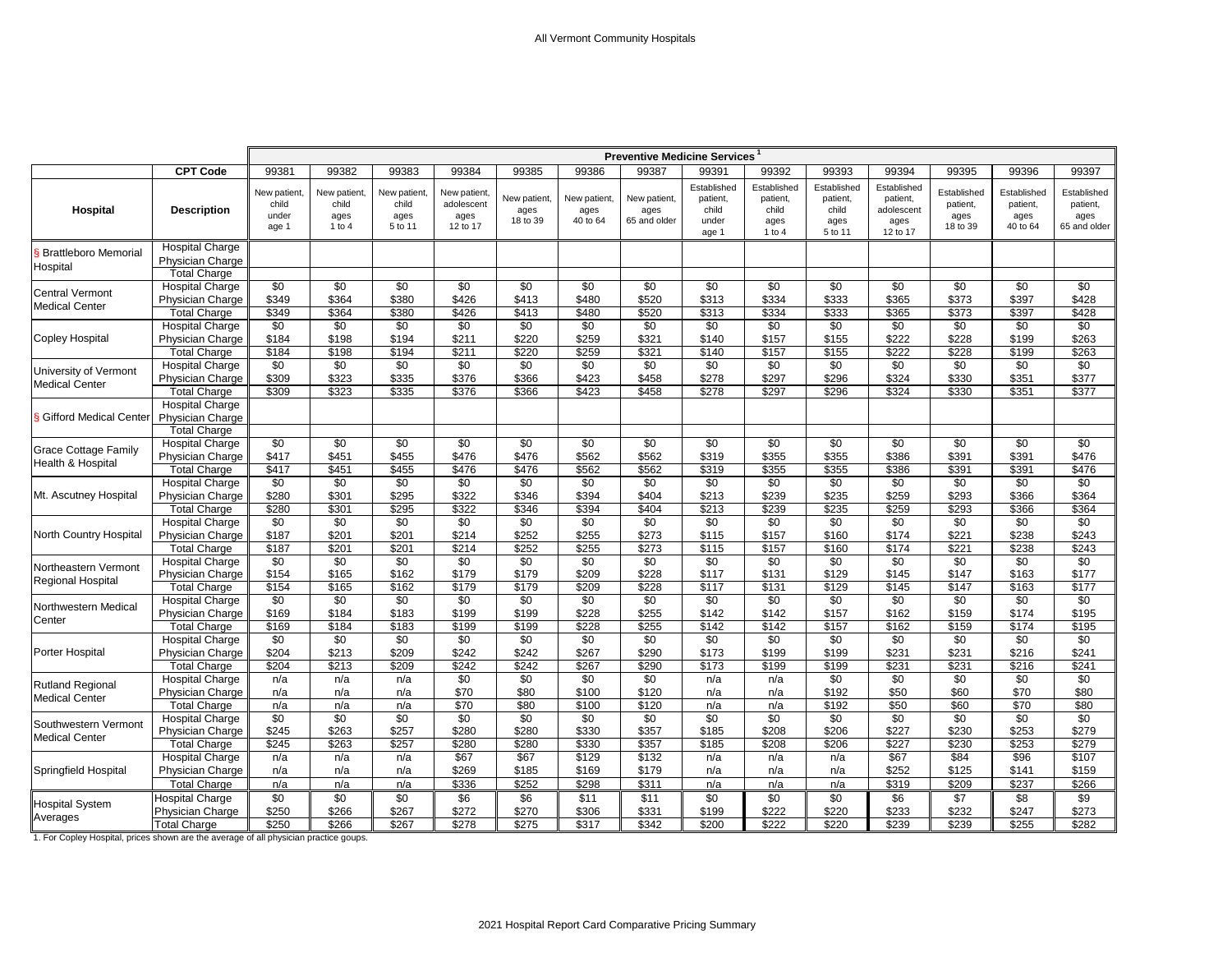All Vermont Community Hospitals

| | | Preventive Medicine Services [1] | | | | | | | | | | | | | |
|---|---|---|---|---|---|---|---|---|---|---|---|---|---|---|---|
| | **CPT Code** | 99381 | 99382 | 99383 | 99384 | 99385 | 99386 | 99387 | 99391 | 99392 | 99393 | 99394 | 99395 | 99396 | 99397 |
| **Hospital** | **Description** | New patient, child under age 1 | New patient, child ages 1 to 4 | New patient, child ages 5 to 11 | New patient, adolescent ages 12 to 17 | New patient, ages 18 to 39 | New patient, ages 40 to 64 | New patient, ages 65 and older | Established patient, child under age 1 | Established patient, child ages 1 to 4 | Established patient, child ages 5 to 11 | Established patient, adolescent ages 12 to 17 | Established patient, ages 18 to 39 | Established patient, ages 40 to 64 | Established patient, ages 65 and older |
| § Brattleboro Memorial Hospital | Hospital Charge | | | | | | | | | | | | | | |
| | Physician Charge | | | | | | | | | | | | | | |
| | Total Charge | | | | | | | | | | | | | | |
| Central Vermont Medical Center | Hospital Charge | $0 | $0 | $0 | $0 | $0 | $0 | $0 | $0 | $0 | $0 | $0 | $0 | $0 | $0 |
| | Physician Charge | $349 | $364 | $380 | $426 | $413 | $480 | $520 | $313 | $334 | $333 | $365 | $373 | $397 | $428 |
| | Total Charge | $349 | $364 | $380 | $426 | $413 | $480 | $520 | $313 | $334 | $333 | $365 | $373 | $397 | $428 |
| Copley Hospital | Hospital Charge | $0 | $0 | $0 | $0 | $0 | $0 | $0 | $0 | $0 | $0 | $0 | $0 | $0 | $0 |
| | Physician Charge | $184 | $198 | $194 | $211 | $220 | $259 | $321 | $140 | $157 | $155 | $222 | $228 | $199 | $263 |
| | Total Charge | $184 | $198 | $194 | $211 | $220 | $259 | $321 | $140 | $157 | $155 | $222 | $228 | $199 | $263 |
| University of Vermont Medical Center | Hospital Charge | $0 | $0 | $0 | $0 | $0 | $0 | $0 | $0 | $0 | $0 | $0 | $0 | $0 | $0 |
| | Physician Charge | $309 | $323 | $335 | $376 | $366 | $423 | $458 | $278 | $297 | $296 | $324 | $330 | $351 | $377 |
| | Total Charge | $309 | $323 | $335 | $376 | $366 | $423 | $458 | $278 | $297 | $296 | $324 | $330 | $351 | $377 |
| § Gifford Medical Center | Hospital Charge | | | | | | | | | | | | | | |
| | Physician Charge | | | | | | | | | | | | | | |
| | Total Charge | | | | | | | | | | | | | | |
| Grace Cottage Family Health & Hospital | Hospital Charge | $0 | $0 | $0 | $0 | $0 | $0 | $0 | $0 | $0 | $0 | $0 | $0 | $0 | $0 |
| | Physician Charge | $417 | $451 | $455 | $476 | $476 | $562 | $562 | $319 | $355 | $355 | $386 | $391 | $391 | $476 |
| | Total Charge | $417 | $451 | $455 | $476 | $476 | $562 | $562 | $319 | $355 | $355 | $386 | $391 | $391 | $476 |
| Mt. Ascutney Hospital | Hospital Charge | $0 | $0 | $0 | $0 | $0 | $0 | $0 | $0 | $0 | $0 | $0 | $0 | $0 | $0 |
| | Physician Charge | $280 | $301 | $295 | $322 | $346 | $394 | $404 | $213 | $239 | $235 | $259 | $293 | $366 | $364 |
| | Total Charge | $280 | $301 | $295 | $322 | $346 | $394 | $404 | $213 | $239 | $235 | $259 | $293 | $366 | $364 |
| North Country Hospital | Hospital Charge | $0 | $0 | $0 | $0 | $0 | $0 | $0 | $0 | $0 | $0 | $0 | $0 | $0 | $0 |
| | Physician Charge | $187 | $201 | $201 | $214 | $252 | $255 | $273 | $115 | $157 | $160 | $174 | $221 | $238 | $243 |
| | Total Charge | $187 | $201 | $201 | $214 | $252 | $255 | $273 | $115 | $157 | $160 | $174 | $221 | $238 | $243 |
| Northeastern Vermont Regional Hospital | Hospital Charge | $0 | $0 | $0 | $0 | $0 | $0 | $0 | $0 | $0 | $0 | $0 | $0 | $0 | $0 |
| | Physician Charge | $154 | $165 | $162 | $179 | $179 | $209 | $228 | $117 | $131 | $129 | $145 | $147 | $163 | $177 |
| | Total Charge | $154 | $165 | $162 | $179 | $179 | $209 | $228 | $117 | $131 | $129 | $145 | $147 | $163 | $177 |
| Northwestern Medical Center | Hospital Charge | $0 | $0 | $0 | $0 | $0 | $0 | $0 | $0 | $0 | $0 | $0 | $0 | $0 | $0 |
| | Physician Charge | $169 | $184 | $183 | $199 | $199 | $228 | $255 | $142 | $142 | $157 | $162 | $159 | $174 | $195 |
| | Total Charge | $169 | $184 | $183 | $199 | $199 | $228 | $255 | $142 | $142 | $157 | $162 | $159 | $174 | $195 |
| Porter Hospital | Hospital Charge | $0 | $0 | $0 | $0 | $0 | $0 | $0 | $0 | $0 | $0 | $0 | $0 | $0 | $0 |
| | Physician Charge | $204 | $213 | $209 | $242 | $242 | $267 | $290 | $173 | $199 | $199 | $231 | $231 | $216 | $241 |
| | Total Charge | $204 | $213 | $209 | $242 | $242 | $267 | $290 | $173 | $199 | $199 | $231 | $231 | $216 | $241 |
| Rutland Regional Medical Center | Hospital Charge | n/a | n/a | n/a | $0 | $0 | $0 | $0 | n/a | n/a | $0 | $0 | $0 | $0 | $0 |
| | Physician Charge | n/a | n/a | n/a | $70 | $80 | $100 | $120 | n/a | n/a | $192 | $50 | $60 | $70 | $80 |
| | Total Charge | n/a | n/a | n/a | $70 | $80 | $100 | $120 | n/a | n/a | $192 | $50 | $60 | $70 | $80 |
| Southwestern Vermont Medical Center | Hospital Charge | $0 | $0 | $0 | $0 | $0 | $0 | $0 | $0 | $0 | $0 | $0 | $0 | $0 | $0 |
| | Physician Charge | $245 | $263 | $257 | $280 | $280 | $330 | $357 | $185 | $208 | $206 | $227 | $230 | $253 | $279 |
| | Total Charge | $245 | $263 | $257 | $280 | $280 | $330 | $357 | $185 | $208 | $206 | $227 | $230 | $253 | $279 |
| Springfield Hospital | Hospital Charge | n/a | n/a | n/a | $67 | $67 | $129 | $132 | n/a | n/a | n/a | $67 | $84 | $96 | $107 |
| | Physician Charge | n/a | n/a | n/a | $269 | $185 | $169 | $179 | n/a | n/a | n/a | $252 | $125 | $141 | $159 |
| | Total Charge | n/a | n/a | n/a | $336 | $252 | $298 | $311 | n/a | n/a | n/a | $319 | $209 | $237 | $266 |
| Hospital System Averages | Hospital Charge | $0 | $0 | $0 | $6 | $6 | $11 | $11 | $0 | $0 | $0 | $6 | $7 | $8 | $9 |
| | Physician Charge | $250 | $266 | $267 | $272 | $270 | $306 | $331 | $199 | $222 | $220 | $233 | $232 | $247 | $273 |
| | Total Charge | $250 | $266 | $267 | $278 | $275 | $317 | $342 | $200 | $222 | $220 | $239 | $239 | $255 | $282 |

1. For Copley Hospital, prices shown are the average of all physician practice goups.

2021 Hospital Report Card Comparative Pricing Summary